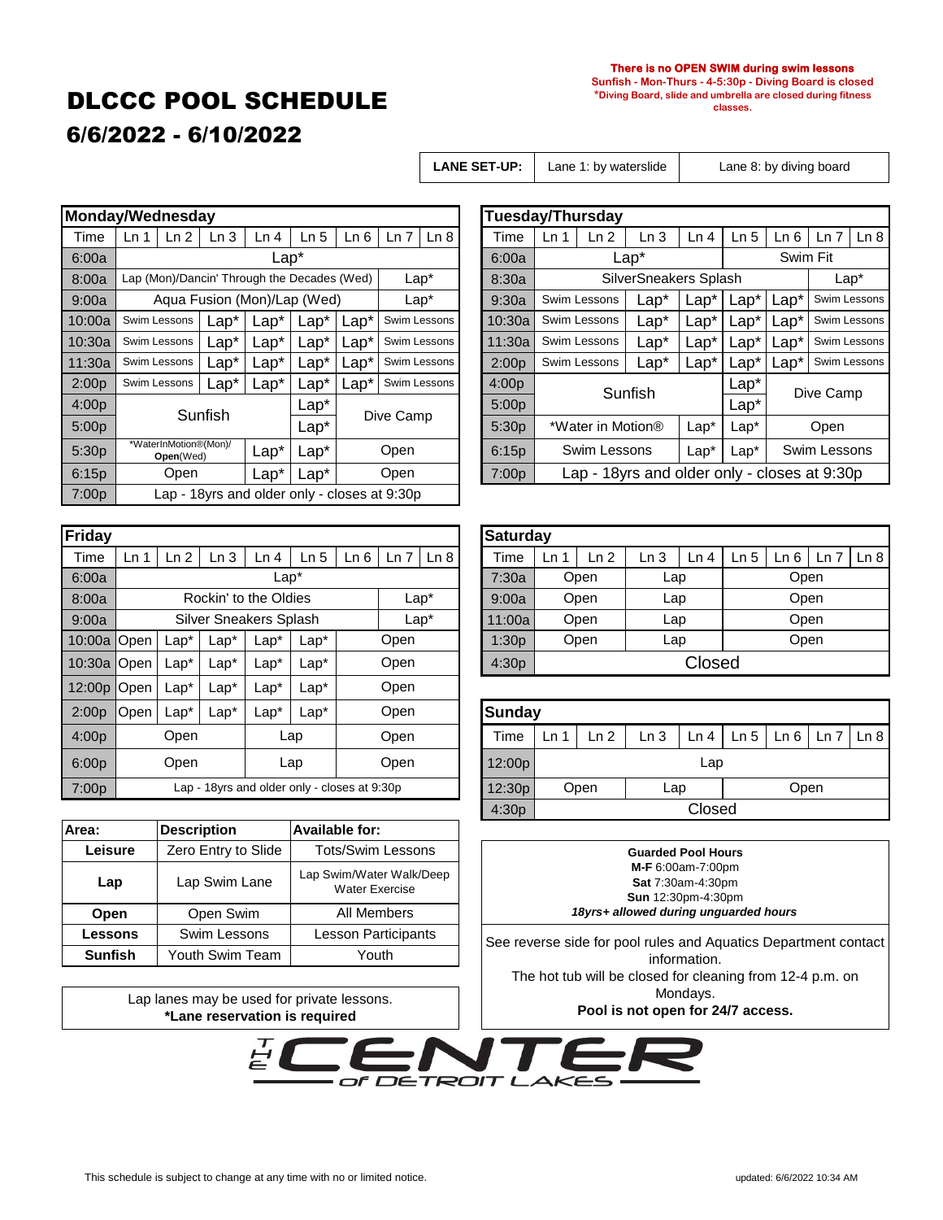# DLCCC POOL SCHEDULE

## 6/6/2022 - 6/10/2022

**There is no OPEN SWIM during swim lessons**
**Sunfish - Mon-Thurs - 4-5:30p - Diving Board is closed**
***Diving Board, slide and umbrella are closed during fitness classes.**

| LANE SET-UP: | Lane 1: by waterslide | Lane 8: by diving board |
|---|---|---|

### Monday/Wednesday

| Time | Ln 1 | Ln 2 | Ln 3 | Ln 4 | Ln 5 | Ln 6 | Ln 7 | Ln 8 |
|---|---|---|---|---|---|---|---|---|
| 6:00a | Lap* | | | | | | | |
| 8:00a | Lap (Mon)/Dancin' Through the Decades (Wed) | | | | | | Lap* | |
| 9:00a | Aqua Fusion (Mon)/Lap (Wed) | | | | | | Lap* | |
| 10:00a | Swim Lessons | | Lap* | Lap* | Lap* | Lap* | Swim Lessons | |
| 10:30a | Swim Lessons | | Lap* | Lap* | Lap* | Lap* | Swim Lessons | |
| 11:30a | Swim Lessons | | Lap* | Lap* | Lap* | Lap* | Swim Lessons | |
| 2:00p | Swim Lessons | | Lap* | Lap* | Lap* | Lap* | Swim Lessons | |
| 4:00p | Sunfish | | | | Lap* | Dive Camp | | |
| 5:00p | Sunfish | | | | Lap* | Dive Camp | | |
| 5:30p | *WaterInMotion®(Mon)/ Open(Wed) | | Lap* | Lap* | Open | | | |
| 6:15p | Open | | Lap* | Lap* | Open | | | |
| 7:00p | Lap - 18yrs and older only - closes at 9:30p | | | | | | | |

### Tuesday/Thursday

| Time | Ln 1 | Ln 2 | Ln 3 | Ln 4 | Ln 5 | Ln 6 | Ln 7 | Ln 8 |
|---|---|---|---|---|---|---|---|---|
| 6:00a | Lap* | | | | Swim Fit | | | |
| 8:30a | SilverSneakers Splash | | | | | | Lap* | |
| 9:30a | Swim Lessons | | Lap* | Lap* | Lap* | Lap* | Swim Lessons | |
| 10:30a | Swim Lessons | | Lap* | Lap* | Lap* | Lap* | Swim Lessons | |
| 11:30a | Swim Lessons | | Lap* | Lap* | Lap* | Lap* | Swim Lessons | |
| 2:00p | Swim Lessons | | Lap* | Lap* | Lap* | Lap* | Swim Lessons | |
| 4:00p | Sunfish | | | | Lap* | Dive Camp | | |
| 5:00p | Sunfish | | | | Lap* | Dive Camp | | |
| 5:30p | *Water in Motion® | | | Lap* | Lap* | Open | | |
| 6:15p | Swim Lessons | | | Lap* | Lap* | Swim Lessons | | |
| 7:00p | Lap - 18yrs and older only - closes at 9:30p | | | | | | | |

### Friday

| Time | Ln 1 | Ln 2 | Ln 3 | Ln 4 | Ln 5 | Ln 6 | Ln 7 | Ln 8 |
|---|---|---|---|---|---|---|---|---|
| 6:00a | Lap* | | | | | | | |
| 8:00a | Rockin' to the Oldies | | | | | | Lap* | |
| 9:00a | Silver Sneakers Splash | | | | | | Lap* | |
| 10:00a | Open | Lap* | Lap* | Lap* | Lap* | Open | | |
| 10:30a | Open | Lap* | Lap* | Lap* | Lap* | Open | | |
| 12:00p | Open | Lap* | Lap* | Lap* | Lap* | Open | | |
| 2:00p | Open | Lap* | Lap* | Lap* | Lap* | Open | | |
| 4:00p | Open | | Lap | | | Open | | |
| 6:00p | Open | | Lap | | | Open | | |
| 7:00p | Lap - 18yrs and older only - closes at 9:30p | | | | | | | |

### Saturday

| Time | Ln 1 | Ln 2 | Ln 3 | Ln 4 | Ln 5 | Ln 6 | Ln 7 | Ln 8 |
|---|---|---|---|---|---|---|---|---|
| 7:30a | Open | | Lap | | Open | | | |
| 9:00a | Open | | Lap | | Open | | | |
| 11:00a | Open | | Lap | | Open | | | |
| 1:30p | Open | | Lap | | Open | | | |
| 4:30p | Closed | | | | | | | |

### Sunday

| Time | Ln 1 | Ln 2 | Ln 3 | Ln 4 | Ln 5 | Ln 6 | Ln 7 | Ln 8 |
|---|---|---|---|---|---|---|---|---|
| 12:00p | Lap | | | | | | | |
| 12:30p | Open | | Lap | | Open | | | |
| 4:30p | Closed | | | | | | | |

| Area: | Description | Available for: |
|---|---|---|
| **Leisure** | Zero Entry to Slide | Tots/Swim Lessons |
| **Lap** | Lap Swim Lane | Lap Swim/Water Walk/Deep Water Exercise |
| **Open** | Open Swim | All Members |
| **Lessons** | Swim Lessons | Lesson Participants |
| **Sunfish** | Youth Swim Team | Youth |

Lap lanes may be used for private lessons.
**\*Lane reservation is required**

**Guarded Pool Hours**
**M-F** 6:00am-7:00pm
**Sat** 7:30am-4:30pm
**Sun** 12:30pm-4:30pm
***18yrs+ allowed during unguarded hours***

See reverse side for pool rules and Aquatics Department contact information.
The hot tub will be closed for cleaning from 12-4 p.m. on Mondays.
**Pool is not open for 24/7 access.**

THE CENTER of DETROIT LAKES

This schedule is subject to change at any time with no or limited notice.

updated: 6/6/2022 10:34 AM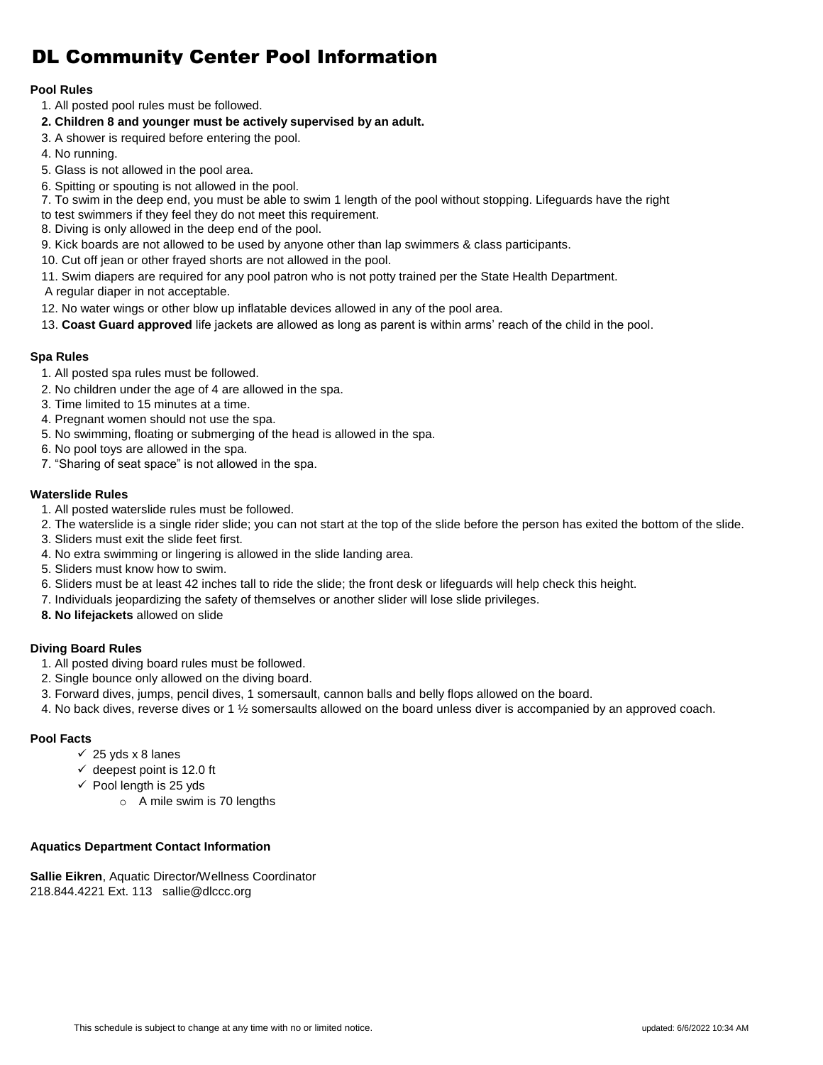# DL Community Center Pool Information

**Pool Rules**

1. All posted pool rules must be followed.
2. **Children 8 and younger must be actively supervised by an adult.**
3. A shower is required before entering the pool.
4. No running.
5. Glass is not allowed in the pool area.
6. Spitting or spouting is not allowed in the pool.
7. To swim in the deep end, you must be able to swim 1 length of the pool without stopping. Lifeguards have the right to test swimmers if they feel they do not meet this requirement.
8. Diving is only allowed in the deep end of the pool.
9. Kick boards are not allowed to be used by anyone other than lap swimmers & class participants.
10. Cut off jean or other frayed shorts are not allowed in the pool.
11. Swim diapers are required for any pool patron who is not potty trained per the State Health Department. A regular diaper in not acceptable.
12. No water wings or other blow up inflatable devices allowed in any of the pool area.
13. **Coast Guard approved** life jackets are allowed as long as parent is within arms' reach of the child in the pool.

**Spa Rules**

1. All posted spa rules must be followed.
2. No children under the age of 4 are allowed in the spa.
3. Time limited to 15 minutes at a time.
4. Pregnant women should not use the spa.
5. No swimming, floating or submerging of the head is allowed in the spa.
6. No pool toys are allowed in the spa.
7. "Sharing of seat space" is not allowed in the spa.

**Waterslide Rules**

1. All posted waterslide rules must be followed.
2. The waterslide is a single rider slide; you can not start at the top of the slide before the person has exited the bottom of the slide.
3. Sliders must exit the slide feet first.
4. No extra swimming or lingering is allowed in the slide landing area.
5. Sliders must know how to swim.
6. Sliders must be at least 42 inches tall to ride the slide; the front desk or lifeguards will help check this height.
7. Individuals jeopardizing the safety of themselves or another slider will lose slide privileges.
8. **No lifejackets** allowed on slide

**Diving Board Rules**

1. All posted diving board rules must be followed.
2. Single bounce only allowed on the diving board.
3. Forward dives, jumps, pencil dives, 1 somersault, cannon balls and belly flops allowed on the board.
4. No back dives, reverse dives or 1 ½ somersaults allowed on the board unless diver is accompanied by an approved coach.

**Pool Facts**

- ✓ 25 yds x 8 lanes
- ✓ deepest point is 12.0 ft
- ✓ Pool length is 25 yds
  - A mile swim is 70 lengths

**Aquatics Department Contact Information**

**Sallie Eikren**, Aquatic Director/Wellness Coordinator
218.844.4221 Ext. 113 sallie@dlccc.org

This schedule is subject to change at any time with no or limited notice.

updated: 6/6/2022 10:34 AM